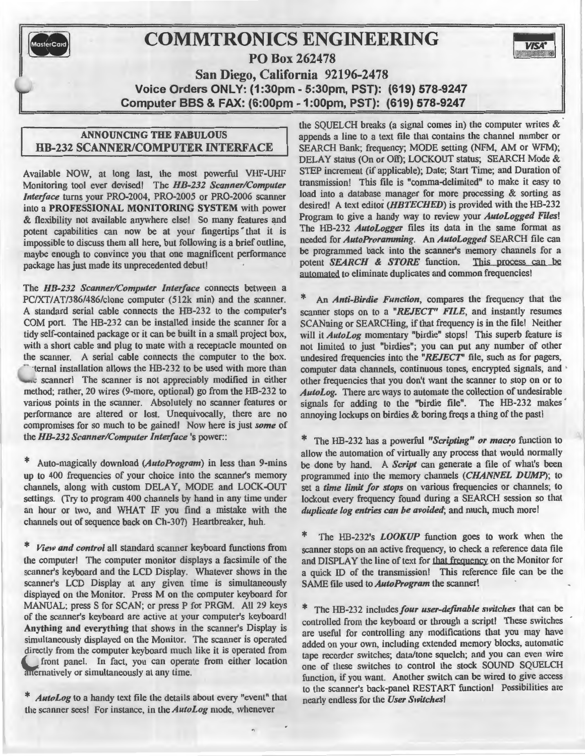# COMMTRONICS ENGINEERING

**PO Box 262478**

**San Diego, California 92196-2478**

**Voice Orders ONLY: (1:30pm - 5:30pm, PST): (619) 578-9247**

**Computer BBS & FAX: (6:00pm - 1:00pm, PST): (619) 578-9247**

## ANNOUNCING THE FABULOUS HB-232 SCANNER/COMPUTER INTERFACE

Available NOW, at long last, the most powerful VHF-UHF Monitoring tool ever devised! The ***HB-232 Scanner/Computer Interface*** turns your PRO-2004, PRO-2005 or PRO-2006 scanner into a **PROFESSIONAL MONITORING SYSTEM** with power & flexibility not available anywhere else! So many features and potent capabilities can now be at your fingertips that it is impossible to discuss them all here, but following is a brief outline, maybe enough to convince you that one magnificent performance package has just made its unprecedented debut!

The ***HB-232 Scanner/Computer Interface*** connects between a PC/XT/AT/386/486/clone computer (512k min) and the scanner. A standard serial cable connects the HB-232 to the computer's COM port. The HB-232 can be installed inside the scanner for a tidy self-contained package or it can be built in a small project box, with a short cable and plug to mate with a receptacle mounted on the scanner. A serial cable connects the computer to the box. External installation allows the HB-232 to be used with more than one scanner! The scanner is not appreciably modified in either method; rather, 20 wires (9-more, optional) go from the HB-232 to various points in the scanner. Absolutely no scanner features or performance are altered or lost. Unequivocally, there are no compromises for so much to be gained! Now here is just *some* of the ***HB-232 Scanner/Computer Interface***'s power::

* Auto-magically download (***AutoProgram***) in less than 9-mins up to 400 frequencies of your choice into the scanner's memory channels, along with custom DELAY, MODE and LOCK-OUT settings. (Try to program 400 channels by hand in any time under an hour or two, and WHAT IF you find a mistake with the channels out of sequence back on Ch-30?) Heartbreaker, huh.

* ***View and control*** all standard scanner keyboard functions from the computer! The computer monitor displays a facsimile of the scanner's keyboard and the LCD Display. Whatever shows in the scanner's LCD Display at any given time is simultaneously displayed on the Monitor. Press M on the computer keyboard for MANUAL; press S for SCAN; or press P for PRGM. All 29 keys of the scanner's keyboard are active at your computer's keyboard! **Anything and everything** that shows in the scanner's Display is simultaneously displayed on the Monitor. The scanner is operated directly from the computer keyboard much like it is operated from the front panel. In fact, you can operate from either location alternatively or simultaneously at any time.

* ***AutoLog*** to a handy text file the details about every "event" that the scanner sees! For instance, in the ***AutoLog*** mode, whenever the SQUELCH breaks (a signal comes in) the computer writes & appends a line to a text file that contains the channel number or SEARCH Bank; frequency; MODE setting (NFM, AM or WFM); DELAY status (On or Off); LOCKOUT status; SEARCH Mode & STEP increment (if applicable); Date; Start Time; and Duration of transmission! This file is "comma-delimited" to make it easy to load into a database manager for more processing & sorting as desired! A text editor (***HBTECHED***) is provided with the HB-232 Program to give a handy way to review your ***AutoLogged Files***! The HB-232 ***AutoLogger*** files its data in the same format as needed for ***AutoProramming***. An ***AutoLogged*** SEARCH file can be programmed back into the scanner's memory channels for a potent ***SEARCH & STORE*** function. <u>This process can be automated</u> to eliminate duplicates and common frequencies!

* An ***Anti-Birdie Function***, compares the frequency that the scanner stops on to a ***"REJECT" FILE***, and instantly resumes SCANning or SEARCHing, if that frequency is in the file! Neither will it ***AutoLog*** momentary "birdie" stops! This superb feature is not limited to just "birdies"; you can put any number of other undesired frequencies into the ***"REJECT"*** file, such as for pagers, computer data channels, continuous tones, encrypted signals, and other frequencies that you don't want the scanner to stop on or to ***AutoLog***. There are ways to automate the collection of undesirable signals for adding to the "birdie file". The HB-232 makes annoying lockups on birdies & boring freqs a thing of the past!

* The HB-232 has a powerful ***"Scripting" or macro*** function to allow the automation of virtually any process that would normally be done by hand. A ***Script*** can generate a file of what's been programmed into the memory channels (***CHANNEL DUMP***); to set a ***time limit for stops*** on various frequencies or channels; to lockout every frequency found during a SEARCH session so that ***duplicate log entries can be avoided***; and much, much more!

* The HB-232's ***LOOKUP*** function goes to work when the scanner stops on an active frequency, to check a reference data file and DISPLAY the line of text for <u>that frequency</u> on the Monitor for a quick ID of the transmission! This reference file can be the SAME file used to ***AutoProgram*** the scanner!

* The HB-232 includes ***four user-definable switches*** that can be controlled from the keyboard or through a script! These switches are useful for controlling any modifications that you may have added on your own, including extended memory blocks, automatic tape recorder switches; data/tone squelch; and you can even wire one of these switches to control the stock SOUND SQUELCH function, if you want. Another switch can be wired to give access to the scanner's back-panel RESTART function! Possibilities are nearly endless for the ***User Switches***!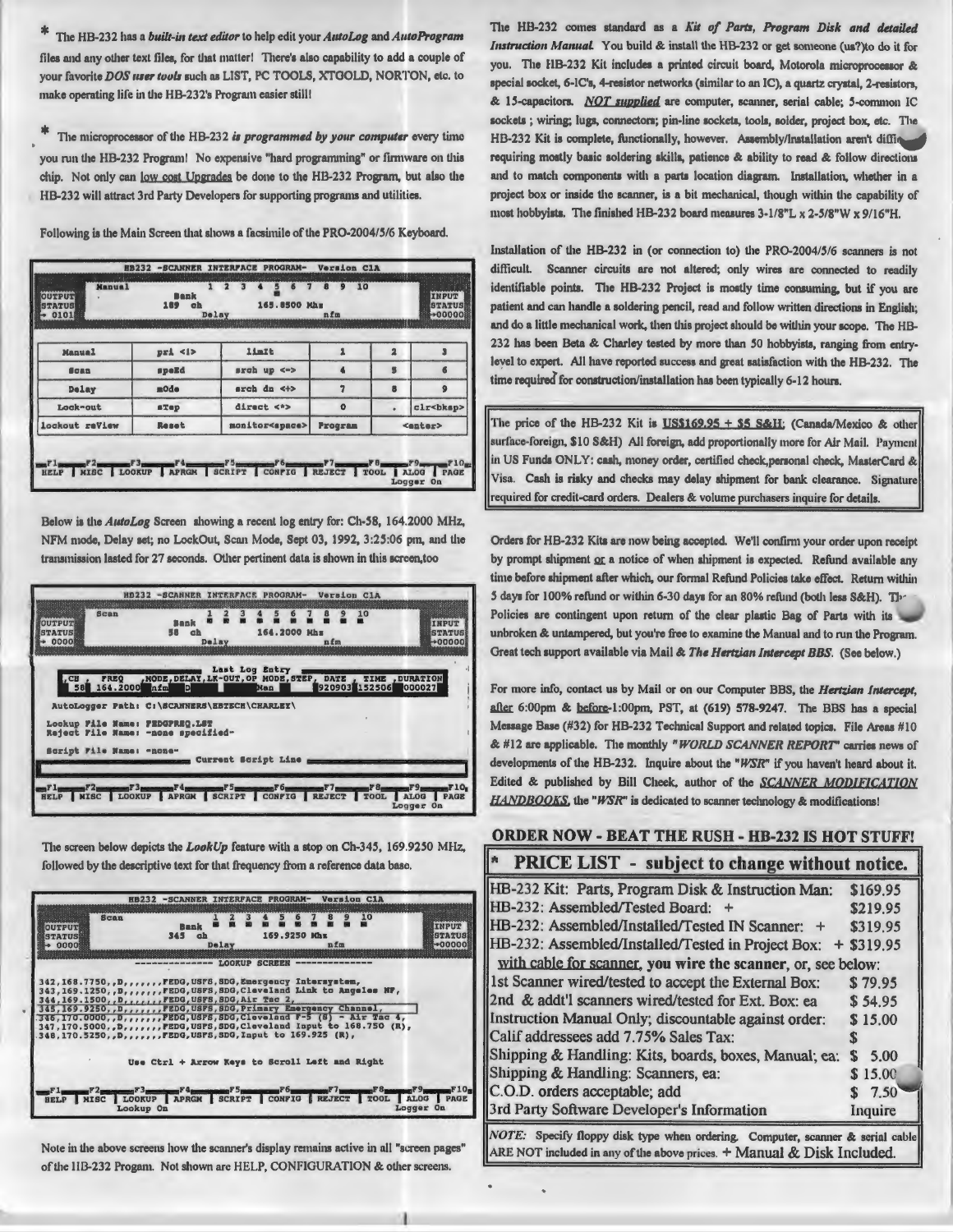\* The HB-232 has a ***built-in text editor*** to help edit your ***AutoLog*** and ***AutoProgram*** files and any other text files, for that matter! There's also capability to add a couple of your favorite ***DOS user tools*** such as LIST, PC TOOLS, XTGOLD, NORTON, etc. to make operating life in the HB-232's Program easier still!

\* The microprocessor of the HB-232 ***is programmed by your computer*** every time you run the HB-232 Program! No expensive "hard programming" or firmware on this chip. Not only can low cost Upgrades be done to the HB-232 Program, but also the HB-232 will attract 3rd Party Developers for supporting programs and utilities.

Following is the Main Screen that shows a facsimile of the PRO-2004/5/6 Keyboard.

```
HB232 -SCANNER INTERFACE PROGRAM-  Version C1A
OUTPUT   Manual              1 2 3 4 5 6 7 8 9 10        INPUT
STATUS              Bank                                 STATUS
→ 0101              189  ch        165.8500 Mhz          →00000
                         Delay             nfm
```

| | | | | | |
|---|---|---|---|---|---|
| Manual | pri <i> | limit | 1 | 2 | 3 |
| Scan | speEd | srch up <=> | 4 | 5 | 6 |
| Delay | mOde | srch dn <+> | 7 | 8 | 9 |
| Lock-out | sTep | direct <*> | 0 | . | clr<bksp> |
| lockout reView | Reset | monitor<space> | Program | <enter> | |

```
F1 HELP | F2 MISC | F3 LOOKUP | F4 APRGM | F5 SCRIPT | F6 CONFIG | F7 REJECT | F8 TOOL | F9 ALOG | F10 PAGE
                                                                          Logger On
```

Below is the ***AutoLog*** Screen showing a recent log entry for: Ch-58, 164.2000 MHz, NFM mode, Delay set; no LockOut, Scan Mode, Sept 03, 1992, 3:25:06 pm, and the transmission lasted for 27 seconds. Other pertinent data is shown in this screen,too

```
HB232 -SCANNER INTERFACE PROGRAM-  Version C1A
OUTPUT   Scan                1 2 3 4 5 6 7 8 9 10        INPUT
STATUS              Bank                                 STATUS
→ 0000              58   ch        164.2000 Mhz          →00000
                         Delay             nfm

                          Last Log Entry
CH , FREQ    ,MODE,DELAY,LK-OUT,OP MODE,STEP, DATE  , TIME  ,DURATION
 58  164.2000  nfm   D            Man           920903  152506  000027

AutoLogger Path: C:\SCANNERS\EBTECH\CHARLEY\

Lookup File Name: FEDGFREQ.LST
Reject File Name: -none specified-

Script File Name: -none-
                          Current Script Line

F1 HELP | F2 MISC | F3 LOOKUP | F4 APRGM | F5 SCRIPT | F6 CONFIG | F7 REJECT | F8 TOOL | F9 ALOG | F10 PAGE
                                                                          Logger On
```

The screen below depicts the ***LookUp*** feature with a stop on Ch-345, 169.9250 MHz, followed by the descriptive text for that frequency from a reference data base.

```
HB232 -SCANNER INTERFACE PROGRAM-  Version C1A
OUTPUT   Scan                1 2 3 4 5 6 7 8 9 10        INPUT
STATUS              Bank                                 STATUS
→ 0000              345  ch        169.9250 Mhz          →00000
                         Delay             nfm
              -------------- LOOKUP SCREEN --------------

342,168.7750,,D,,,,,,,FEDG,USFS,SDG,Emergency Intersystem,
343,169.1250,,D,,,,,,,FEDG,USFS,SDG,Cleveland Link to Angeles NF,
344,169.1500,,D,,,,,,,FEDG,USFS,SDG,Air Tac 2,
345,169.9250,,D,,,,,,,FEDG,USFS,SDG,Primary Emergency Channel,
346,170.0000,,D,,,,,,,FEDG,USFS,SDG,Cleveland F-5 (S) - Air Tac 4,
347,170.5000,,D,,,,,,,FEDG,USFS,SDG,Cleveland Input to 168.750 (R),
348,170.5250,,D,,,,,,,FEDG,USFS,SDG,Input to 169.925 (R),

         Use Ctrl + Arrow Keys to Scroll Left and Right

F1 HELP | F2 MISC | F3 LOOKUP | F4 APRGM | F5 SCRIPT | F6 CONFIG | F7 REJECT | F8 TOOL | F9 ALOG | F10 PAGE
                    Lookup On                                             Logger On
```

Note in the above screens how the scanner's display remains active in all "screen pages" of the HB-232 Progam. Not shown are HELP, CONFIGURATION & other screens.

The HB-232 comes standard as a ***Kit of Parts, Program Disk and detailed Instruction Manual.*** You build & install the HB-232 or get someone (us?)to do it for you. The HB-232 Kit includes a printed circuit board, Motorola microprocessor & special socket, 6-IC's, 4-resistor networks (similar to an IC), a quartz crystal, 2-resistors, & 15-capacitors. ***NOT supplied*** are computer, scanner, serial cable; 5-common IC sockets ; wiring; lugs, connectors; pin-line sockets, tools, solder, project box, etc. The HB-232 Kit is complete, functionally, however. Assembly/Installation aren't diffi requiring mostly basic soldering skills, patience & ability to read & follow directions and to match components with a parts location diagram. Installation, whether in a project box or inside the scanner, is a bit mechanical, though within the capability of most hobbyists. The finished HB-232 board measures 3-1/8"L x 2-5/8"W x 9/16"H.

Installation of the HB-232 in (or connection to) the PRO-2004/5/6 scanners is not difficult. Scanner circuits are not altered; only wires are connected to readily identifiable points. The HB-232 Project is mostly time consuming, but if you are patient and can handle a soldering pencil, read and follow written directions in English; and do a little mechanical work, then this project should be within your scope. The HB-232 has been Beta & Charley tested by more than 50 hobbyists, ranging from entry-level to expert. All have reported success and great satisfaction with the HB-232. The time required for construction/installation has been typically 6-12 hours.

The price of the HB-232 Kit is US$169.95 + $5 S&H; (Canada/Mexico & other surface-foreign, $10 S&H) All foreign, add proportionally more for Air Mail. Payment in US Funds ONLY: cash, money order, certified check,personal check, MasterCard & Visa. Cash is risky and checks may delay shipment for bank clearance. Signature required for credit-card orders. Dealers & volume purchasers inquire for details.

Orders for HB-232 Kits are now being accepted. We'll confirm your order upon receipt by prompt shipment or a notice of when shipment is expected. Refund available any time before shipment after which, our formal Refund Policies take effect. Return within 5 days for 100% refund or within 6-30 days for an 80% refund (both less S&H). The Policies are contingent upon return of the clear plastic Bag of Parts with its unbroken & untampered, but you're free to examine the Manual and to run the Program. Great tech support available via Mail & ***The Hertzian Intercept BBS***. (See below.)

For more info, contact us by Mail or on our Computer BBS, the ***Hertzian Intercept***, after 6:00pm & before-1:00pm, PST, at (619) 578-9247. The BBS has a special Message Base (#32) for HB-232 Technical Support and related topics. File Areas #10 & #12 are applicable. The monthly ***"WORLD SCANNER REPORT"*** carries news of developments of the HB-232. Inquire about the "***WSR***" if you haven't heard about it. Edited & published by Bill Cheek, author of the ***SCANNER MODIFICATION HANDBOOKS***, the "***WSR***" is dedicated to scanner technology & modifications!

## ORDER NOW - BEAT THE RUSH - HB-232 IS HOT STUFF!

## \* PRICE LIST - subject to change without notice.

| | |
|---|---|
| HB-232 Kit: Parts, Program Disk & Instruction Man: | $169.95 |
| HB-232: Assembled/Tested Board: + | $219.95 |
| HB-232: Assembled/Installed/Tested IN Scanner: + | $319.95 |
| HB-232: Assembled/Installed/Tested in Project Box: + | $319.95 |
| with cable for scanner, you wire the scanner, or, see below: | |
| 1st Scanner wired/tested to accept the External Box: | $ 79.95 |
| 2nd & addt'l scanners wired/tested for Ext. Box: ea | $ 54.95 |
| Instruction Manual Only; discountable against order: | $ 15.00 |
| Calif addressees add 7.75% Sales Tax: | $ |
| Shipping & Handling: Kits, boards, boxes, Manual; ea: | $ 5.00 |
| Shipping & Handling: Scanners, ea: | $ 15.00 |
| C.O.D. orders acceptable; add | $ 7.50 |
| 3rd Party Software Developer's Information | Inquire |

*NOTE: Specify floppy disk type when ordering. Computer, scanner & serial cable ARE NOT included in any of the above prices.* + Manual & Disk Included.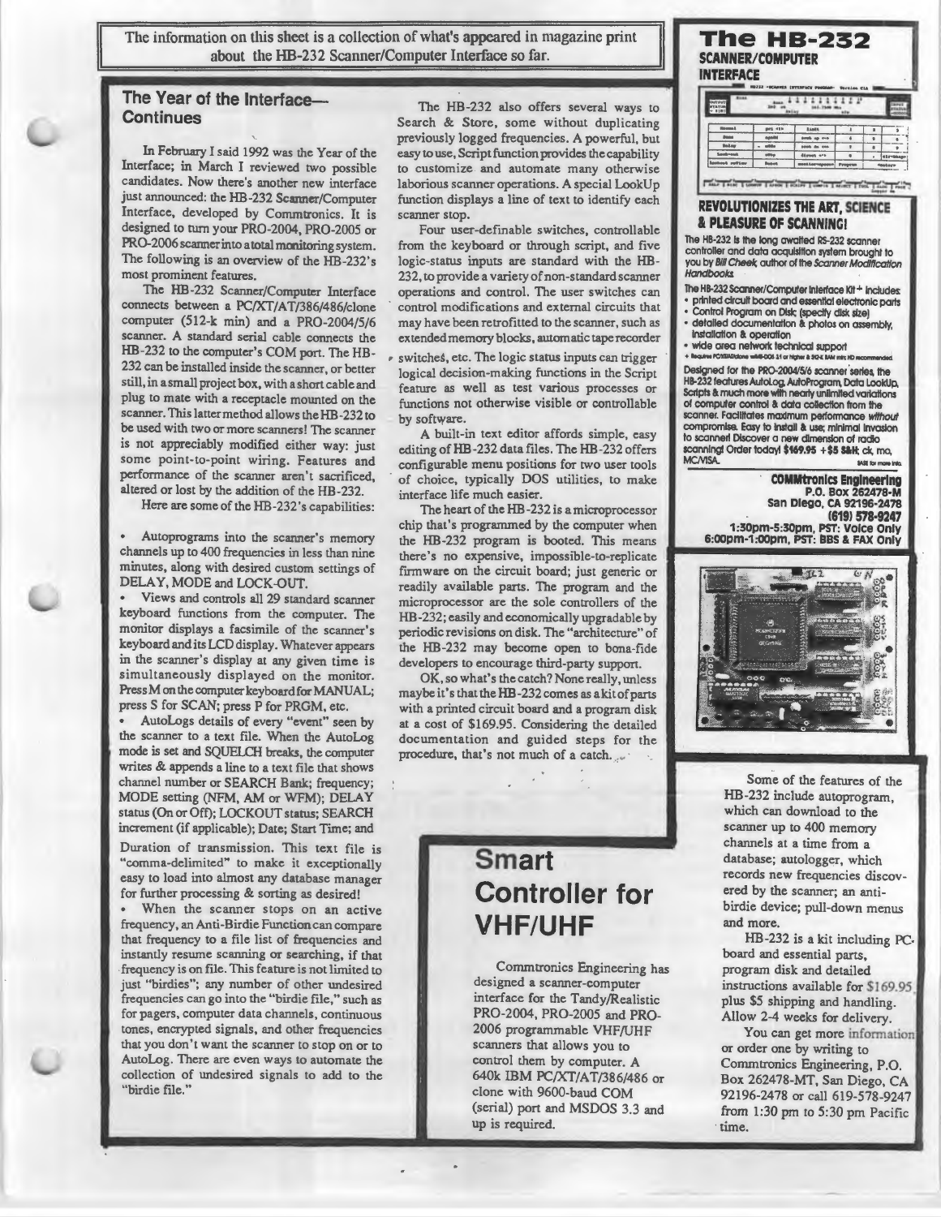The information on this sheet is a collection of what's appeared in magazine print about the HB-232 Scanner/Computer Interface so far.

## The Year of the Interface—Continues

In February I said 1992 was the Year of the Interface; in March I reviewed two possible candidates. Now there's another new interface just announced: the HB-232 Scanner/Computer Interface, developed by Commtronics. It is designed to turn your PRO-2004, PRO-2005 or PRO-2006 scanner into a total monitoring system. The following is an overview of the HB-232's most prominent features.

The HB-232 Scanner/Computer Interface connects between a PC/XT/AT/386/486/clone computer (512-k min) and a PRO-2004/5/6 scanner. A standard serial cable connects the HB-232 to the computer's COM port. The HB-232 can be installed inside the scanner, or better still, in a small project box, with a short cable and plug to mate with a receptacle mounted on the scanner. This latter method allows the HB-232 to be used with two or more scanners! The scanner is not appreciably modified either way: just some point-to-point wiring. Features and performance of the scanner aren't sacrificed, altered or lost by the addition of the HB-232.

Here are some of the HB-232's capabilities:

- Autoprograms into the scanner's memory channels up to 400 frequencies in less than nine minutes, along with desired custom settings of DELAY, MODE and LOCK-OUT.
- Views and controls all 29 standard scanner keyboard functions from the computer. The monitor displays a facsimile of the scanner's keyboard and its LCD display. Whatever appears in the scanner's display at any given time is simultaneously displayed on the monitor. Press M on the computer keyboard for MANUAL; press S for SCAN; press P for PRGM, etc.
- AutoLogs details of every "event" seen by the scanner to a text file. When the AutoLog mode is set and SQUELCH breaks, the computer writes & appends a line to a text file that shows channel number or SEARCH Bank; frequency; MODE setting (NFM, AM or WFM); DELAY status (On or Off); LOCKOUT status; SEARCH increment (if applicable); Date; Start Time; and Duration of transmission. This text file is "comma-delimited" to make it exceptionally easy to load into almost any database manager for further processing & sorting as desired!
- When the scanner stops on an active frequency, an Anti-Birdie Function can compare that frequency to a file list of frequencies and instantly resume scanning or searching, if that frequency is on file. This feature is not limited to just "birdies"; any number of other undesired frequencies can go into the "birdie file," such as for pagers, computer data channels, continuous tones, encrypted signals, and other frequencies that you don't want the scanner to stop on or to AutoLog. There are even ways to automate the collection of undesired signals to add to the "birdie file."

The HB-232 also offers several ways to Search & Store, some without duplicating previously logged frequencies. A powerful, but easy to use, Script function provides the capability to customize and automate many otherwise laborious scanner operations. A special LookUp function displays a line of text to identify each scanner stop.

Four user-definable switches, controllable from the keyboard or through script, and five logic-status inputs are standard with the HB-232, to provide a variety of non-standard scanner operations and control. The user switches can control modifications and external circuits that may have been retrofitted to the scanner, such as extended memory blocks, automatic tape recorder switches, etc. The logic status inputs can trigger logical decision-making functions in the Script feature as well as test various processes or functions not otherwise visible or controllable by software.

A built-in text editor affords simple, easy editing of HB-232 data files. The HB-232 offers configurable menu positions for two user tools of choice, typically DOS utilities, to make interface life much easier.

The heart of the HB-232 is a microprocessor chip that's programmed by the computer when the HB-232 program is booted. This means there's no expensive, impossible-to-replicate firmware on the circuit board; just generic or readily available parts. The program and the microprocessor are the sole controllers of the HB-232; easily and economically upgradable by periodic revisions on disk. The "architecture" of the HB-232 may become open to bona-fide developers to encourage third-party support.

OK, so what's the catch? None really, unless maybe it's that the HB-232 comes as a kit of parts with a printed circuit board and a program disk at a cost of $169.95. Considering the detailed documentation and guided steps for the procedure, that's not much of a catch.

# The HB-232

### SCANNER/COMPUTER INTERFACE

### REVOLUTIONIZES THE ART, SCIENCE & PLEASURE OF SCANNING!

The HB-232 is the long awaited RS-232 scanner controller and data acquisition system brought to you by *Bill Cheek*, author of the *Scanner Modification Handbooks*.

The HB-232 Scanner/Computer Interface Kit* includes:

- printed circuit board and essential electronic parts
- Control Program on Disk (specify disk size)
- detailed documentation & photos on assembly, installation & operation
- wide area network technical support

* Requires PC/XT/AT/clone with MS-DOS 3.1 or higher & 512-K RAM min; HD recommended.

Designed for the PRO-2004/5/6 scanner series, the HB-232 features AutoLog, AutoProgram, Data LookUp, Scripts & much more with nearly unlimited variations of computer control & data collection from the scanner. Facilitates maximum performance *without* compromise. Easy to install & use; minimal invasion to scanner! Discover a new dimension of radio scanning! Order today! **$169.95 + $5 S&H**; ck, mo, MC/VISA. SASE for more info.

**COMMtronics Engineering**
**P.O. Box 262478-M**
**San Diego, CA 92196-2478**
**(619) 578-9247**
**1:30pm-5:30pm, PST: Voice Only**
**6:00pm-1:00pm, PST: BBS & FAX Only**

## Smart Controller for VHF/UHF

Commtronics Engineering has designed a scanner-computer interface for the Tandy/Realistic PRO-2004, PRO-2005 and PRO-2006 programmable VHF/UHF scanners that allows you to control them by computer. A 640k IBM PC/XT/AT/386/486 or clone with 9600-baud COM (serial) port and MSDOS 3.3 and up is required.

Some of the features of the HB-232 include autoprogram, which can download to the scanner up to 400 memory channels at a time from a database; autologger, which records new frequencies discovered by the scanner; an anti-birdie device; pull-down menus and more.

HB-232 is a kit including PC board and essential parts, program disk and detailed instructions available for $169.95 plus $5 shipping and handling. Allow 2-4 weeks for delivery.

You can get more information or order one by writing to Commtronics Engineering, P.O. Box 262478-MT, San Diego, CA 92196-2478 or call 619-578-9247 from 1:30 pm to 5:30 pm Pacific time.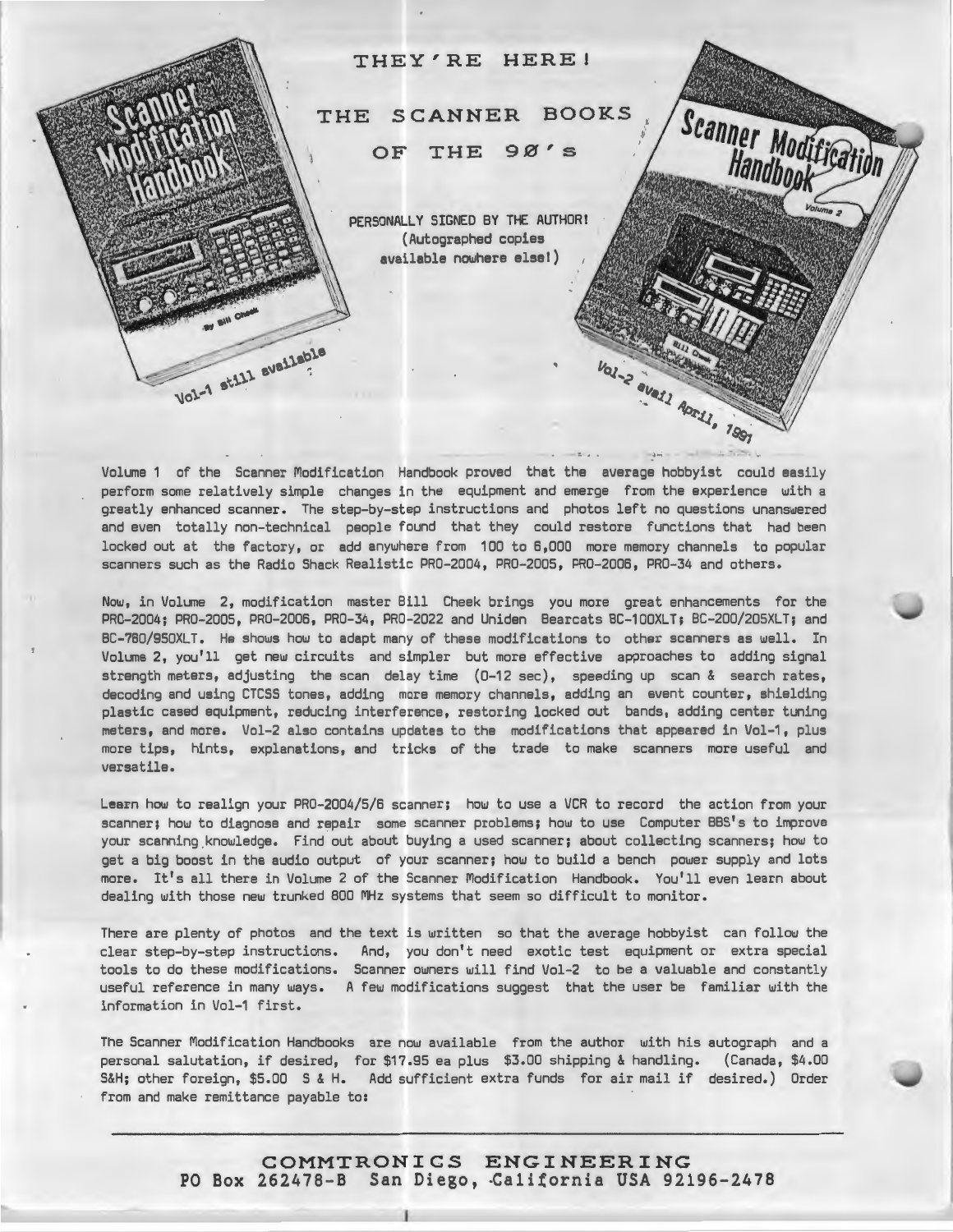# THEY'RE HERE!

## THE SCANNER BOOKS OF THE 90's

PERSONALLY SIGNED BY THE AUTHOR!
(Autographed copies available nowhere else!)

Vol-1 still available

Vol-2 avail April, 1991

Volume 1 of the Scanner Modification Handbook proved that the average hobbyist could easily perform some relatively simple changes in the equipment and emerge from the experience with a greatly enhanced scanner. The step-by-step instructions and photos left no questions unanswered and even totally non-technical people found that they could restore functions that had been locked out at the factory, or add anywhere from 100 to 6,000 more memory channels to popular scanners such as the Radio Shack Realistic PRO-2004, PRO-2005, PRO-2006, PRO-34 and others.

Now, in Volume 2, modification master Bill Cheek brings you more great enhancements for the PRO-2004; PRO-2005, PRO-2006, PRO-34, PRO-2022 and Uniden Bearcats BC-100XLT; BC-200/205XLT; and BC-760/950XLT. He shows how to adapt many of these modifications to other scanners as well. In Volume 2, you'll get new circuits and simpler but more effective approaches to adding signal strength meters, adjusting the scan delay time (0-12 sec), speeding up scan & search rates, decoding and using CTCSS tones, adding more memory channels, adding an event counter, shielding plastic cased equipment, reducing interference, restoring locked out bands, adding center tuning meters, and more. Vol-2 also contains updates to the modifications that appeared in Vol-1, plus more tips, hints, explanations, and tricks of the trade to make scanners more useful and versatile.

Learn how to realign your PRO-2004/5/6 scanner; how to use a VCR to record the action from your scanner; how to diagnose and repair some scanner problems; how to use Computer BBS's to improve your scanning knowledge. Find out about buying a used scanner; about collecting scanners; how to get a big boost in the audio output of your scanner; how to build a bench power supply and lots more. It's all there in Volume 2 of the Scanner Modification Handbook. You'll even learn about dealing with those new trunked 800 MHz systems that seem so difficult to monitor.

There are plenty of photos and the text is written so that the average hobbyist can follow the clear step-by-step instructions. And, you don't need exotic test equipment or extra special tools to do these modifications. Scanner owners will find Vol-2 to be a valuable and constantly useful reference in many ways. A few modifications suggest that the user be familiar with the information in Vol-1 first.

The Scanner Modification Handbooks are now available from the author with his autograph and a personal salutation, if desired, for $17.95 ea plus $3.00 shipping & handling. (Canada, $4.00 S&H; other foreign, $5.00 S & H. Add sufficient extra funds for air mail if desired.) Order from and make remittance payable to:

---

**COMMTRONICS ENGINEERING**
**PO Box 262478-B San Diego, California USA 92196-2478**